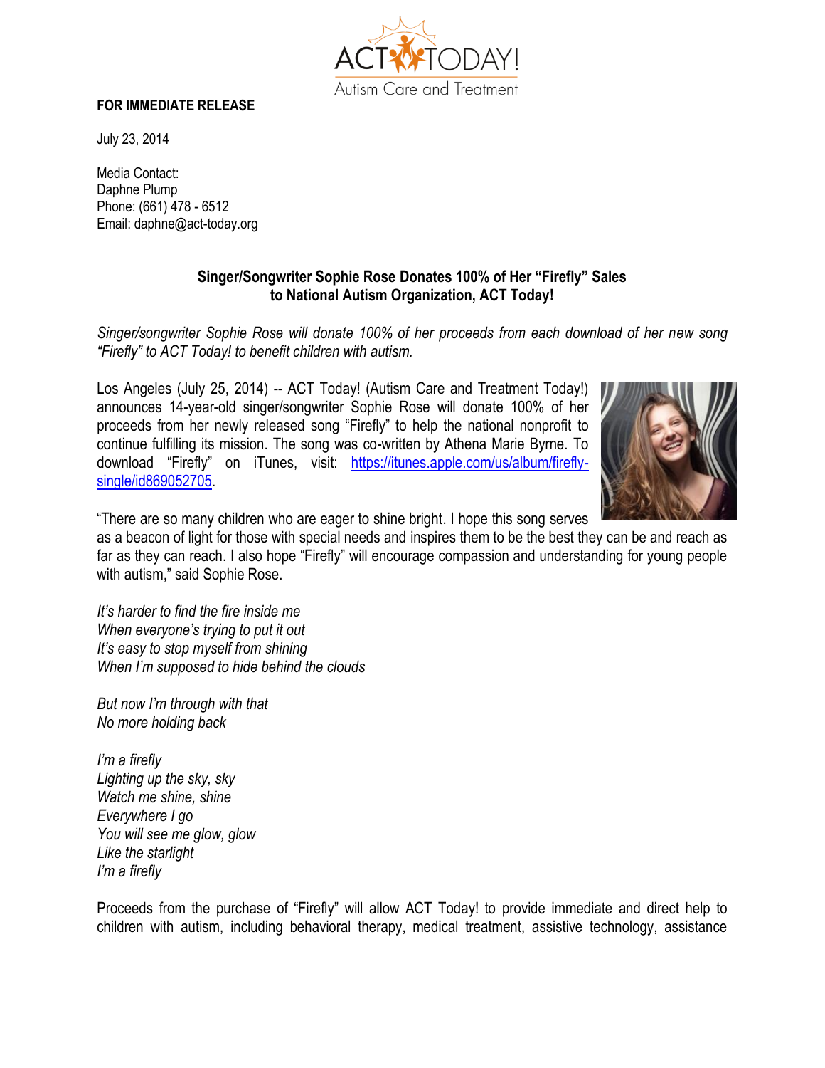ACT TODAY! Autism Care and Treatment

**FOR IMMEDIATE RELEASE**

July 23, 2014

Media Contact:
Daphne Plump
Phone: (661) 478 - 6512
Email: daphne@act-today.org

**Singer/Songwriter Sophie Rose Donates 100% of Her "Firefly" Sales to National Autism Organization, ACT Today!**

*Singer/songwriter Sophie Rose will donate 100% of her proceeds from each download of her new song "Firefly" to ACT Today! to benefit children with autism.*

Los Angeles (July 25, 2014) -- ACT Today! (Autism Care and Treatment Today!) announces 14-year-old singer/songwriter Sophie Rose will donate 100% of her proceeds from her newly released song "Firefly" to help the national nonprofit to continue fulfilling its mission. The song was co-written by Athena Marie Byrne. To download "Firefly" on iTunes, visit: [https://itunes.apple.com/us/album/firefly-single/id869052705](https://itunes.apple.com/us/album/firefly-single/id869052705).

"There are so many children who are eager to shine bright. I hope this song serves as a beacon of light for those with special needs and inspires them to be the best they can be and reach as far as they can reach. I also hope "Firefly" will encourage compassion and understanding for young people with autism," said Sophie Rose.

*It's harder to find the fire inside me*
*When everyone's trying to put it out*
*It's easy to stop myself from shining*
*When I'm supposed to hide behind the clouds*

*But now I'm through with that*
*No more holding back*

*I'm a firefly*
*Lighting up the sky, sky*
*Watch me shine, shine*
*Everywhere I go*
*You will see me glow, glow*
*Like the starlight*
*I'm a firefly*

Proceeds from the purchase of "Firefly" will allow ACT Today! to provide immediate and direct help to children with autism, including behavioral therapy, medical treatment, assistive technology, assistance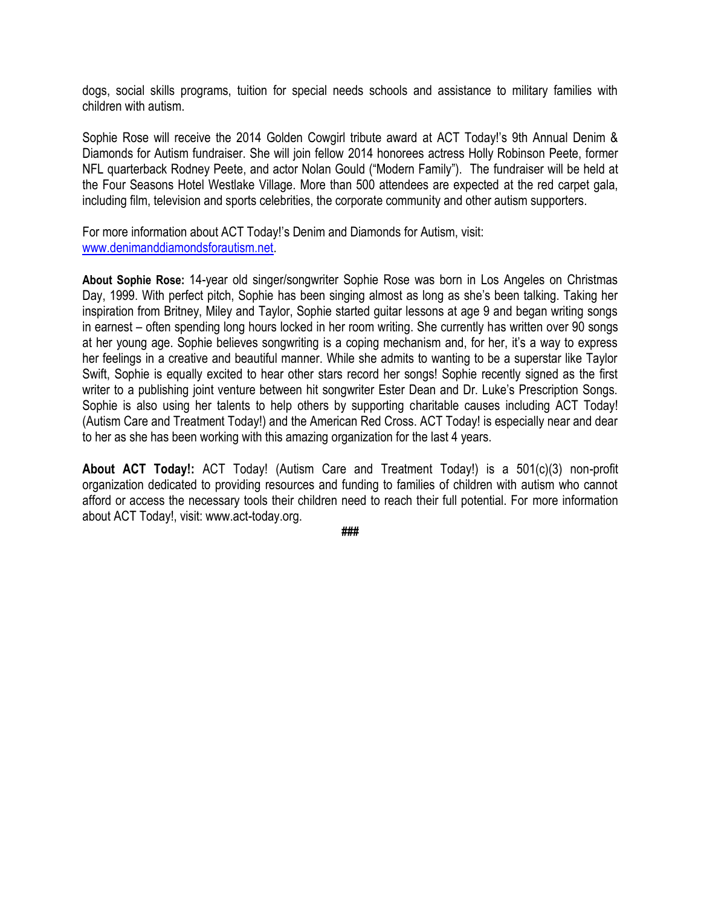dogs, social skills programs, tuition for special needs schools and assistance to military families with children with autism.

Sophie Rose will receive the 2014 Golden Cowgirl tribute award at ACT Today!'s 9th Annual Denim & Diamonds for Autism fundraiser. She will join fellow 2014 honorees actress Holly Robinson Peete, former NFL quarterback Rodney Peete, and actor Nolan Gould ("Modern Family"). The fundraiser will be held at the Four Seasons Hotel Westlake Village. More than 500 attendees are expected at the red carpet gala, including film, television and sports celebrities, the corporate community and other autism supporters.

For more information about ACT Today!'s Denim and Diamonds for Autism, visit: [www.denimanddiamondsforautism.net](http://www.denimanddiamondsforautism.net).

**About Sophie Rose:** 14-year old singer/songwriter Sophie Rose was born in Los Angeles on Christmas Day, 1999. With perfect pitch, Sophie has been singing almost as long as she's been talking. Taking her inspiration from Britney, Miley and Taylor, Sophie started guitar lessons at age 9 and began writing songs in earnest – often spending long hours locked in her room writing. She currently has written over 90 songs at her young age. Sophie believes songwriting is a coping mechanism and, for her, it's a way to express her feelings in a creative and beautiful manner. While she admits to wanting to be a superstar like Taylor Swift, Sophie is equally excited to hear other stars record her songs! Sophie recently signed as the first writer to a publishing joint venture between hit songwriter Ester Dean and Dr. Luke's Prescription Songs. Sophie is also using her talents to help others by supporting charitable causes including ACT Today! (Autism Care and Treatment Today!) and the American Red Cross. ACT Today! is especially near and dear to her as she has been working with this amazing organization for the last 4 years.

**About ACT Today!:** ACT Today! (Autism Care and Treatment Today!) is a 501(c)(3) non-profit organization dedicated to providing resources and funding to families of children with autism who cannot afford or access the necessary tools their children need to reach their full potential. For more information about ACT Today!, visit: www.act-today.org.

###